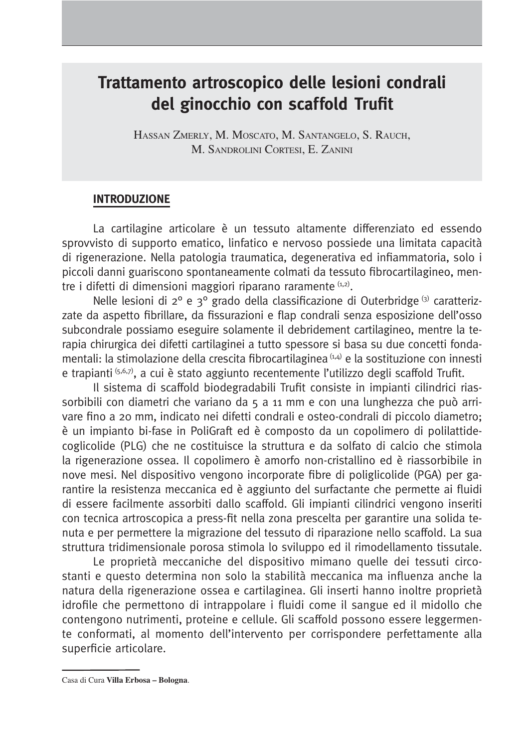# Trattamento artroscopico delle lesioni condrali del ginocchio con scaffold Trufit

Hassan Zmerly, M. Moscato, M. Santangelo, S. Rauch, M. Sandrolini Cortesi, E. Zanini

## INTRODUZIONE

La cartilagine articolare è un tessuto altamente differenziato ed essendo sprovvisto di supporto ematico, linfatico e nervoso possiede una limitata capacità di rigenerazione. Nella patologia traumatica, degenerativa ed infiammatoria, solo i piccoli danni guariscono spontaneamente colmati da tessuto fibrocartilagineo, mentre i difetti di dimensioni maggiori riparano raramente [1,2].

Nelle lesioni di 2° e 3° grado della classificazione di Outerbridge [3] caratterizzate da aspetto fibrillare, da fissurazioni e flap condrali senza esposizione dell'osso subcondrale possiamo eseguire solamente il debridement cartilagineo, mentre la terapia chirurgica dei difetti cartilaginei a tutto spessore si basa su due concetti fondamentali: la stimolazione della crescita fibrocartilaginea [1,4] e la sostituzione con innesti e trapianti [5,6,7], a cui è stato aggiunto recentemente l'utilizzo degli scaffold Trufit.

Il sistema di scaffold biodegradabili Trufit consiste in impianti cilindrici riassorbibili con diametri che variano da 5 a 11 mm e con una lunghezza che può arrivare fino a 20 mm, indicato nei difetti condrali e osteo-condrali di piccolo diametro; è un impianto bi-fase in PoliGraft ed è composto da un copolimero di polilattide-coglicolide (PLG) che ne costituisce la struttura e da solfato di calcio che stimola la rigenerazione ossea. Il copolimero è amorfo non-cristallino ed è riassorbibile in nove mesi. Nel dispositivo vengono incorporate fibre di poliglicolide (PGA) per garantire la resistenza meccanica ed è aggiunto del surfactante che permette ai fluidi di essere facilmente assorbiti dallo scaffold. Gli impianti cilindrici vengono inseriti con tecnica artroscopica a press-fit nella zona prescelta per garantire una solida tenuta e per permettere la migrazione del tessuto di riparazione nello scaffold. La sua struttura tridimensionale porosa stimola lo sviluppo ed il rimodellamento tissutale.

Le proprietà meccaniche del dispositivo mimano quelle dei tessuti circostanti e questo determina non solo la stabilità meccanica ma influenza anche la natura della rigenerazione ossea e cartilaginea. Gli inserti hanno inoltre proprietà idrofile che permettono di intrappolare i fluidi come il sangue ed il midollo che contengono nutrimenti, proteine e cellule. Gli scaffold possono essere leggermente conformati, al momento dell'intervento per corrispondere perfettamente alla superficie articolare.

---

Casa di Cura **Villa Erbosa – Bologna**.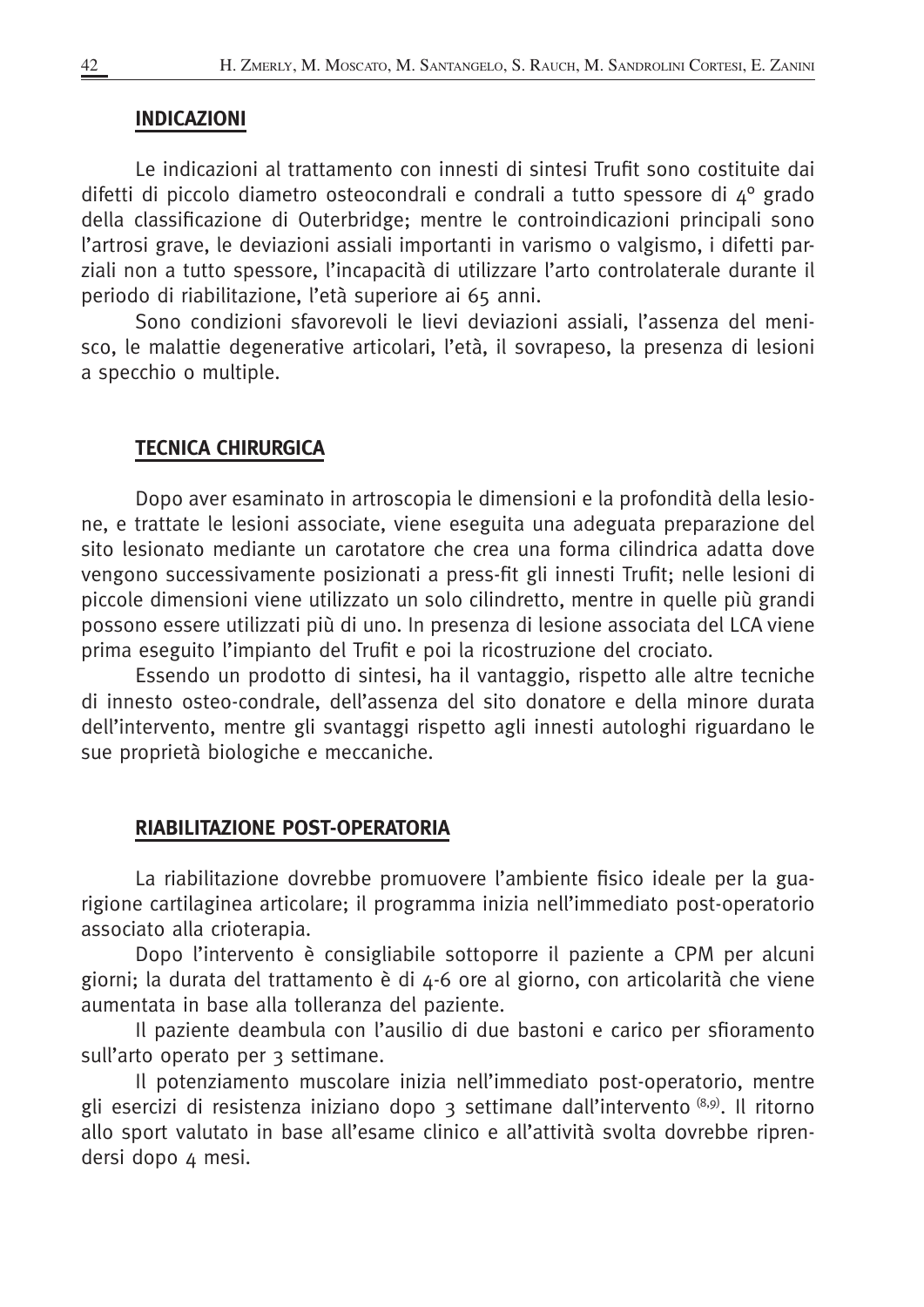## INDICAZIONI

Le indicazioni al trattamento con innesti di sintesi Trufit sono costituite dai difetti di piccolo diametro osteocondrali e condrali a tutto spessore di 4° grado della classificazione di Outerbridge; mentre le controindicazioni principali sono l'artrosi grave, le deviazioni assiali importanti in varismo o valgismo, i difetti parziali non a tutto spessore, l'incapacità di utilizzare l'arto controlaterale durante il periodo di riabilitazione, l'età superiore ai 65 anni.

Sono condizioni sfavorevoli le lievi deviazioni assiali, l'assenza del menisco, le malattie degenerative articolari, l'età, il sovrapeso, la presenza di lesioni a specchio o multiple.

## TECNICA CHIRURGICA

Dopo aver esaminato in artroscopia le dimensioni e la profondità della lesione, e trattate le lesioni associate, viene eseguita una adeguata preparazione del sito lesionato mediante un carotatore che crea una forma cilindrica adatta dove vengono successivamente posizionati a press-fit gli innesti Trufit; nelle lesioni di piccole dimensioni viene utilizzato un solo cilindretto, mentre in quelle più grandi possono essere utilizzati più di uno. In presenza di lesione associata del LCA viene prima eseguito l'impianto del Trufit e poi la ricostruzione del crociato.

Essendo un prodotto di sintesi, ha il vantaggio, rispetto alle altre tecniche di innesto osteo-condrale, dell'assenza del sito donatore e della minore durata dell'intervento, mentre gli svantaggi rispetto agli innesti autologhi riguardano le sue proprietà biologiche e meccaniche.

## RIABILITAZIONE POST-OPERATORIA

La riabilitazione dovrebbe promuovere l'ambiente fisico ideale per la guarigione cartilaginea articolare; il programma inizia nell'immediato post-operatorio associato alla crioterapia.

Dopo l'intervento è consigliabile sottoporre il paziente a CPM per alcuni giorni; la durata del trattamento è di 4-6 ore al giorno, con articolarità che viene aumentata in base alla tolleranza del paziente.

Il paziente deambula con l'ausilio di due bastoni e carico per sfioramento sull'arto operato per 3 settimane.

Il potenziamento muscolare inizia nell'immediato post-operatorio, mentre gli esercizi di resistenza iniziano dopo 3 settimane dall'intervento [8,9]. Il ritorno allo sport valutato in base all'esame clinico e all'attività svolta dovrebbe riprendersi dopo 4 mesi.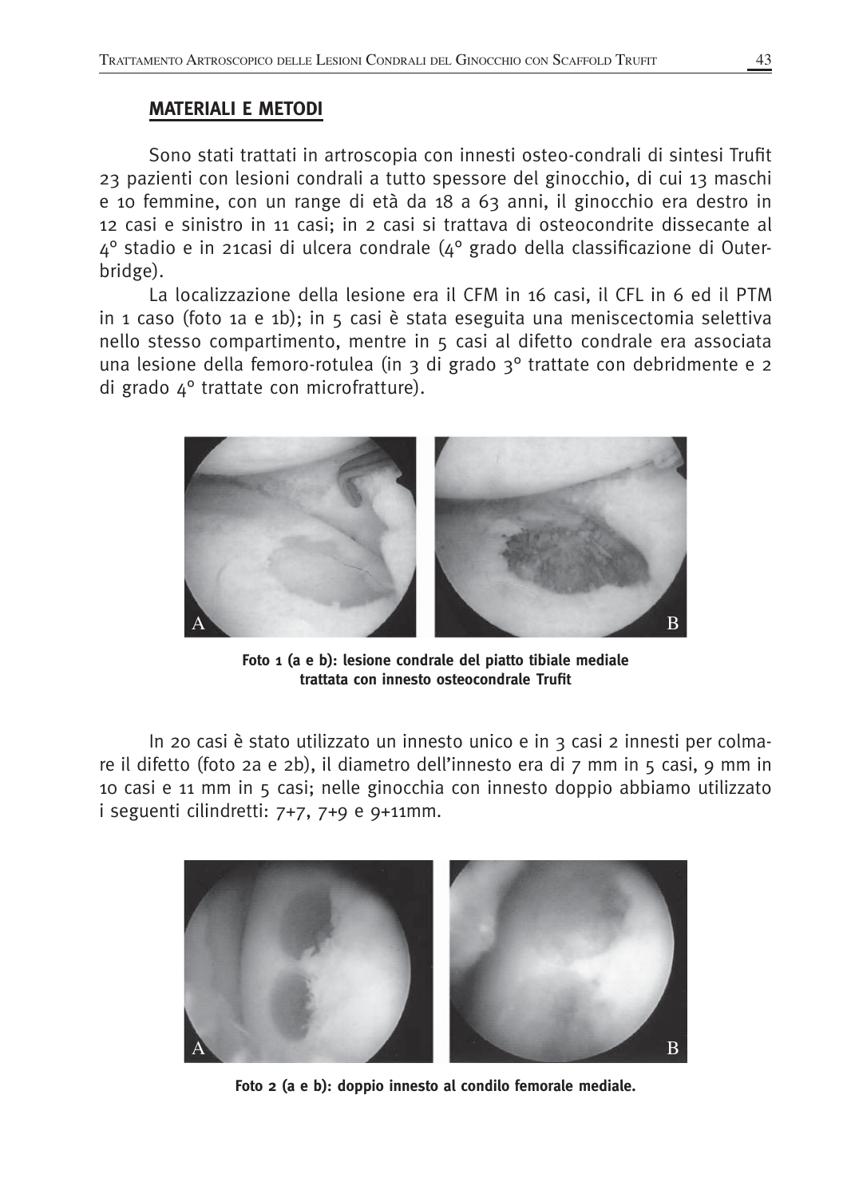## MATERIALI E METODI

Sono stati trattati in artroscopia con innesti osteo-condrali di sintesi Trufit 23 pazienti con lesioni condrali a tutto spessore del ginocchio, di cui 13 maschi e 10 femmine, con un range di età da 18 a 63 anni, il ginocchio era destro in 12 casi e sinistro in 11 casi; in 2 casi si trattava di osteocondrite dissecante al 4° stadio e in 21casi di ulcera condrale (4° grado della classificazione di Outerbridge).

La localizzazione della lesione era il CFM in 16 casi, il CFL in 6 ed il PTM in 1 caso (foto 1a e 1b); in 5 casi è stata eseguita una meniscectomia selettiva nello stesso compartimento, mentre in 5 casi al difetto condrale era associata una lesione della femoro-rotulea (in 3 di grado 3° trattate con debridmente e 2 di grado 4° trattate con microfratture).

**Foto 1 (a e b): lesione condrale del piatto tibiale mediale trattata con innesto osteocondrale Trufit**

In 20 casi è stato utilizzato un innesto unico e in 3 casi 2 innesti per colmare il difetto (foto 2a e 2b), il diametro dell'innesto era di 7 mm in 5 casi, 9 mm in 10 casi e 11 mm in 5 casi; nelle ginocchia con innesto doppio abbiamo utilizzato i seguenti cilindretti: 7+7, 7+9 e 9+11mm.

**Foto 2 (a e b): doppio innesto al condilo femorale mediale.**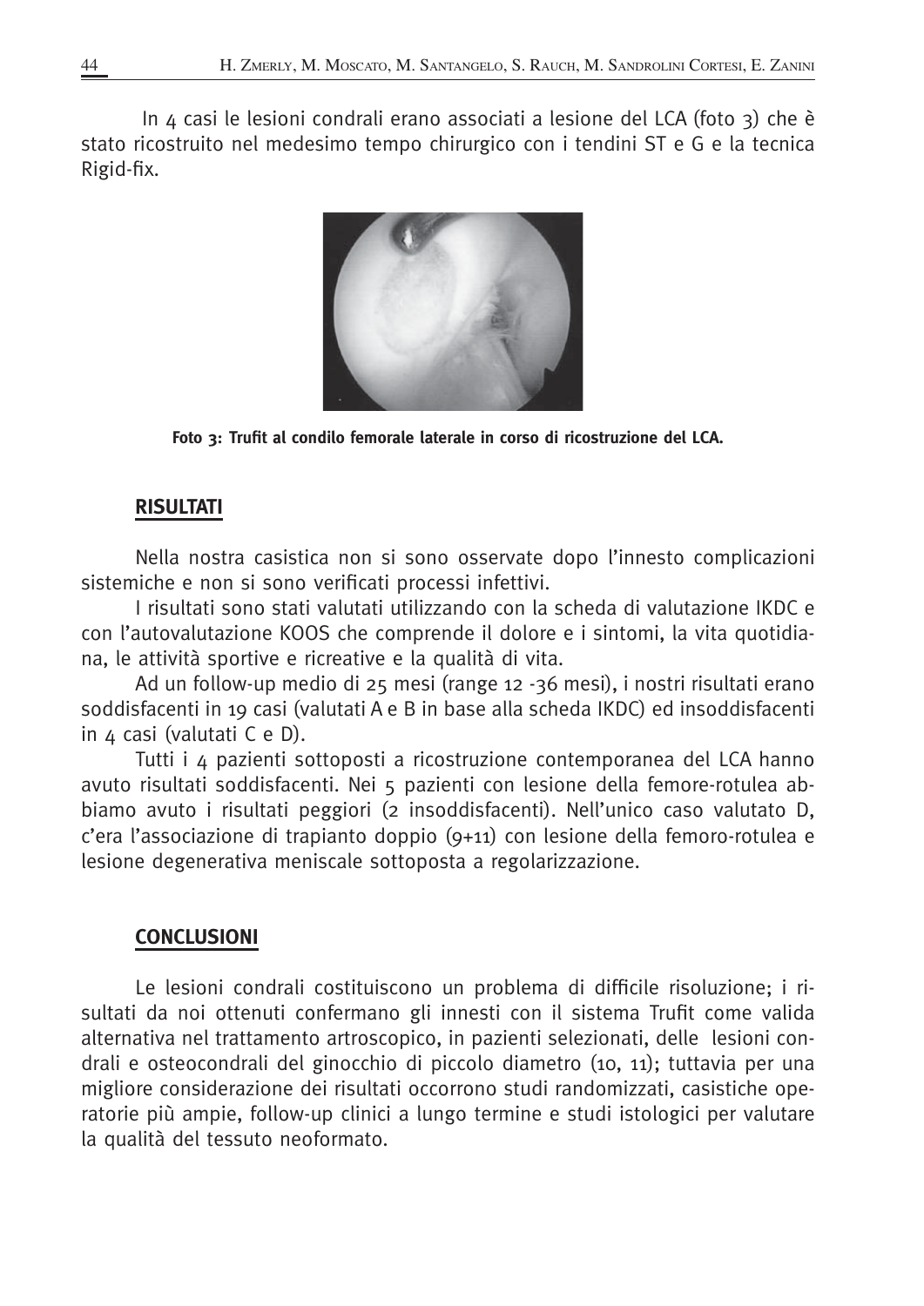In 4 casi le lesioni condrali erano associati a lesione del LCA (foto 3) che è stato ricostruito nel medesimo tempo chirurgico con i tendini ST e G e la tecnica Rigid-fix.

**Foto 3: Trufit al condilo femorale laterale in corso di ricostruzione del LCA.**

## RISULTATI

Nella nostra casistica non si sono osservate dopo l'innesto complicazioni sistemiche e non si sono verificati processi infettivi.

I risultati sono stati valutati utilizzando con la scheda di valutazione IKDC e con l'autovalutazione KOOS che comprende il dolore e i sintomi, la vita quotidiana, le attività sportive e ricreative e la qualità di vita.

Ad un follow-up medio di 25 mesi (range 12 -36 mesi), i nostri risultati erano soddisfacenti in 19 casi (valutati A e B in base alla scheda IKDC) ed insoddisfacenti in 4 casi (valutati C e D).

Tutti i 4 pazienti sottoposti a ricostruzione contemporanea del LCA hanno avuto risultati soddisfacenti. Nei 5 pazienti con lesione della femore-rotulea abbiamo avuto i risultati peggiori (2 insoddisfacenti). Nell'unico caso valutato D, c'era l'associazione di trapianto doppio (9+11) con lesione della femoro-rotulea e lesione degenerativa meniscale sottoposta a regolarizzazione.

## CONCLUSIONI

Le lesioni condrali costituiscono un problema di difficile risoluzione; i risultati da noi ottenuti confermano gli innesti con il sistema Trufit come valida alternativa nel trattamento artroscopico, in pazienti selezionati, delle lesioni condrali e osteocondrali del ginocchio di piccolo diametro (10, 11); tuttavia per una migliore considerazione dei risultati occorrono studi randomizzati, casistiche operatorie più ampie, follow-up clinici a lungo termine e studi istologici per valutare la qualità del tessuto neoformato.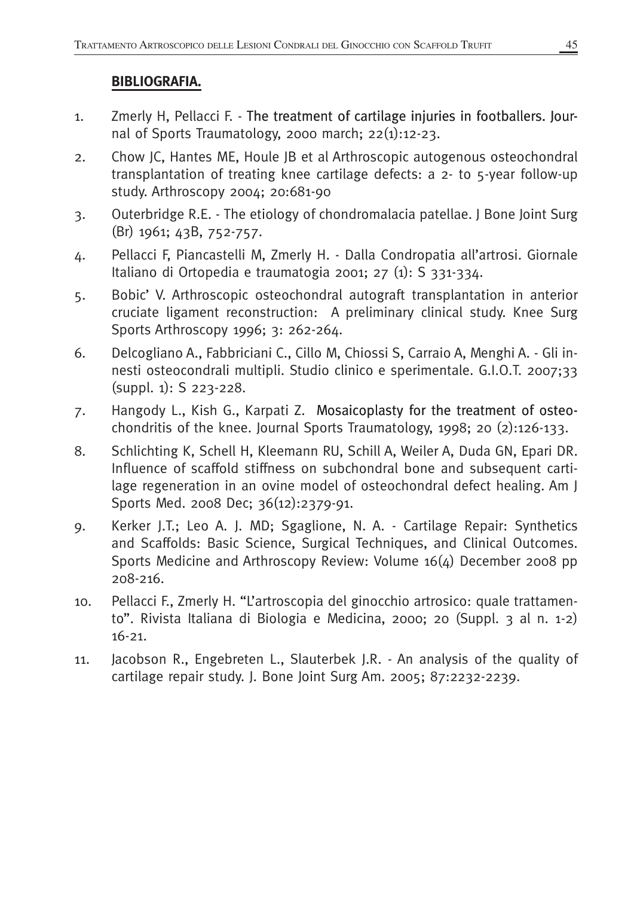## BIBLIOGRAFIA.

1. Zmerly H, Pellacci F. - The treatment of cartilage injuries in footballers. Journal of Sports Traumatology, 2000 march; 22(1):12-23.
2. Chow JC, Hantes ME, Houle JB et al Arthroscopic autogenous osteochondral transplantation of treating knee cartilage defects: a 2- to 5-year follow-up study. Arthroscopy 2004; 20:681-90
3. Outerbridge R.E. - The etiology of chondromalacia patellae. J Bone Joint Surg (Br) 1961; 43B, 752-757.
4. Pellacci F, Piancastelli M, Zmerly H. - Dalla Condropatia all'artrosi. Giornale Italiano di Ortopedia e traumatogia 2001; 27 (1): S 331-334.
5. Bobic' V. Arthroscopic osteochondral autograft transplantation in anterior cruciate ligament reconstruction: A preliminary clinical study. Knee Surg Sports Arthroscopy 1996; 3: 262-264.
6. Delcogliano A., Fabbriciani C., Cillo M, Chiossi S, Carraio A, Menghi A. - Gli innesti osteocondrali multipli. Studio clinico e sperimentale. G.I.O.T. 2007;33 (suppl. 1): S 223-228.
7. Hangody L., Kish G., Karpati Z. Mosaicoplasty for the treatment of osteochondritis of the knee. Journal Sports Traumatology, 1998; 20 (2):126-133.
8. Schlichting K, Schell H, Kleemann RU, Schill A, Weiler A, Duda GN, Epari DR. Influence of scaffold stiffness on subchondral bone and subsequent cartilage regeneration in an ovine model of osteochondral defect healing. Am J Sports Med. 2008 Dec; 36(12):2379-91.
9. Kerker J.T.; Leo A. J. MD; Sgaglione, N. A. - Cartilage Repair: Synthetics and Scaffolds: Basic Science, Surgical Techniques, and Clinical Outcomes. Sports Medicine and Arthroscopy Review: Volume 16(4) December 2008 pp 208-216.
10. Pellacci F., Zmerly H. "L'artroscopia del ginocchio artrosico: quale trattamento". Rivista Italiana di Biologia e Medicina, 2000; 20 (Suppl. 3 al n. 1-2) 16-21.
11. Jacobson R., Engebreten L., Slauterbek J.R. - An analysis of the quality of cartilage repair study. J. Bone Joint Surg Am. 2005; 87:2232-2239.